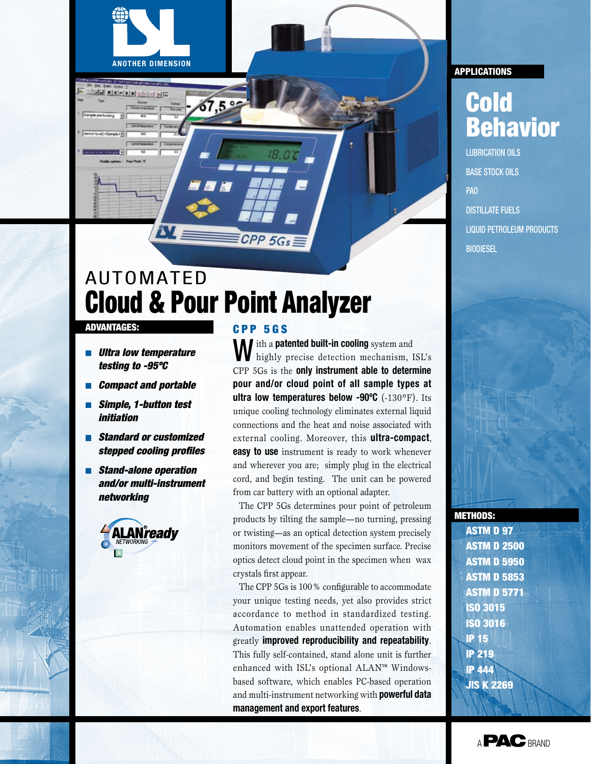ISL

ANOTHER DIMENSION

# AUTOMATED
# Cloud & Pour Point Analyzer

## ADVANTAGES:

- ***Ultra low temperature testing to -95ºC***
- ***Compact and portable***
- ***Simple, 1-button test initiation***
- ***Standard or customized stepped cooling profiles***
- ***Stand-alone operation and/or multi-instrument networking***

ALANready NETWORKING

## CPP 5GS

With a **patented built-in cooling** system and highly precise detection mechanism, ISL's CPP 5Gs is the **only instrument able to determine pour and/or cloud point of all sample types at ultra low temperatures below -90ºC** (-130°F). Its unique cooling technology eliminates external liquid connections and the heat and noise associated with external cooling. Moreover, this **ultra-compact**, **easy to use** instrument is ready to work whenever and wherever you are; simply plug in the electrical cord, and begin testing. The unit can be powered from car battery with an optional adapter.

The CPP 5Gs determines pour point of petroleum products by tilting the sample—no turning, pressing or twisting—as an optical detection system precisely monitors movement of the specimen surface. Precise optics detect cloud point in the specimen when wax crystals first appear.

The CPP 5Gs is 100 % configurable to accommodate your unique testing needs, yet also provides strict accordance to method in standardized testing. Automation enables unattended operation with greatly **improved reproducibility and repeatability**. This fully self-contained, stand alone unit is further enhanced with ISL's optional ALAN™ Windows-based software, which enables PC-based operation and multi-instrument networking with **powerful data management and export features**.

## APPLICATIONS

# Cold Behavior

- LUBRICATION OILS
- BASE STOCK OILS
- PAO
- DISTILLATE FUELS
- LIQUID PETROLEUM PRODUCTS
- BIODIESEL

## METHODS:

- **ASTM D 97**
- **ASTM D 2500**
- **ASTM D 5950**
- **ASTM D 5853**
- **ASTM D 5771**
- **ISO 3015**
- **ISO 3016**
- **IP 15**
- **IP 219**
- **IP 444**
- **JIS K 2269**

A PAC BRAND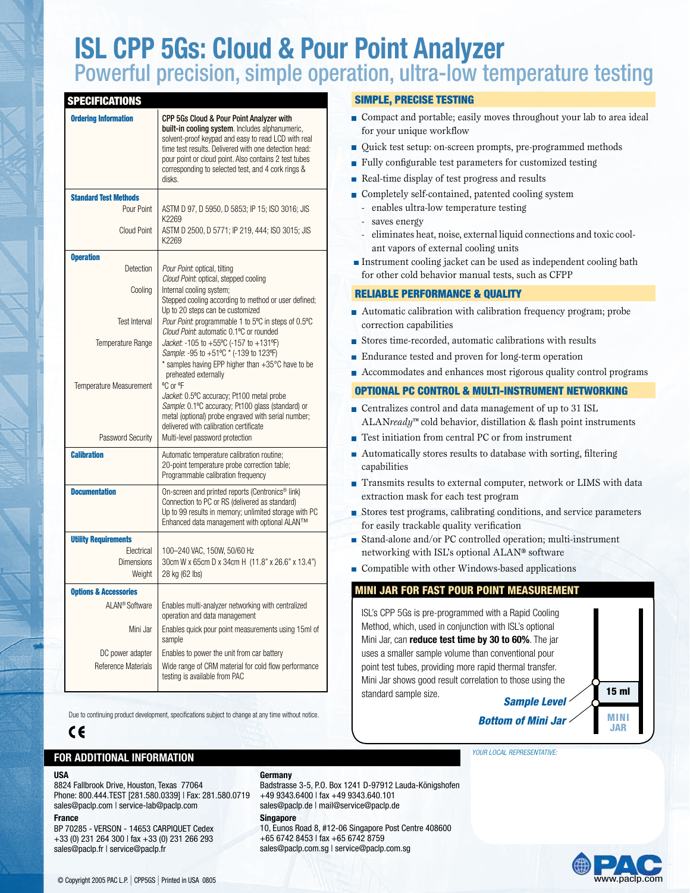# ISL CPP 5Gs: Cloud & Pour Point Analyzer

## Powerful precision, simple operation, ultra-low temperature testing

## SPECIFICATIONS

| | |
|---|---|
| **Ordering Information** | CPP 5Gs Cloud & Pour Point Analyzer with **built-in cooling system**. Includes alphanumeric, solvent-proof keypad and easy to read LCD with real time test results. Delivered with one detection head: pour point or cloud point. Also contains 2 test tubes corresponding to selected test, and 4 cork rings & disks. |
| **Standard Test Methods** | |
| Pour Point | ASTM D 97, D 5950, D 5853; IP 15; ISO 3016; JIS K2269 |
| Cloud Point | ASTM D 2500, D 5771; IP 219, 444; ISO 3015; JIS K2269 |
| **Operation** | |
| Detection | *Pour Point*: optical, tilting<br>*Cloud Point*: optical, stepped cooling |
| Cooling | Internal cooling system;<br>Stepped cooling according to method or user defined; Up to 20 steps can be customized |
| Test Interval | *Pour Point*: programmable 1 to 5ºC in steps of 0.5ºC<br>*Cloud Point*: automatic 0.1ºC or rounded |
| Temperature Range | *Jacket*: -105 to +55ºC (-157 to +131ºF)<br>*Sample*: -95 to +51ºC * (-139 to 123ºF)<br>* samples having EPP higher than +35°C have to be preheated externally |
| Temperature Measurement | ºC or ºF<br>*Jacket*: 0.5ºC accuracy; Pt100 metal probe<br>*Sample*: 0.1ºC accuracy; Pt100 glass (standard) or metal (optional) probe engraved with serial number; delivered with calibration certificate |
| Password Security | Multi-level password protection |
| **Calibration** | Automatic temperature calibration routine;<br>20-point temperature probe correction table;<br>Programmable calibration frequency |
| **Documentation** | On-screen and printed reports (Centronics® link)<br>Connection to PC or RS (delivered as standard)<br>Up to 99 results in memory; unlimited storage with PC<br>Enhanced data management with optional ALAN™ |
| **Utility Requirements** | |
| Electrical | 100–240 VAC, 150W, 50/60 Hz |
| Dimensions | 30cm W x 65cm D x 34cm H (11.8" x 26.6" x 13.4") |
| Weight | 28 kg (62 lbs) |
| **Options & Accessories** | |
| ALAN® Software | Enables multi-analyzer networking with centralized operation and data management |
| Mini Jar | Enables quick pour point measurements using 15ml of sample |
| DC power adapter | Enables to power the unit from car battery |
| Reference Materials | Wide range of CRM material for cold flow performance testing is available from PAC |

Due to continuing product development, specifications subject to change at any time without notice.

CE

## SIMPLE, PRECISE TESTING

- Compact and portable; easily moves throughout your lab to area ideal for your unique workflow
- Quick test setup: on-screen prompts, pre-programmed methods
- Fully configurable test parameters for customized testing
- Real-time display of test progress and results
- Completely self-contained, patented cooling system
  - enables ultra-low temperature testing
  - saves energy
  - eliminates heat, noise, external liquid connections and toxic coolant vapors of external cooling units
- Instrument cooling jacket can be used as independent cooling bath for other cold behavior manual tests, such as CFPP

## RELIABLE PERFORMANCE & QUALITY

- Automatic calibration with calibration frequency program; probe correction capabilities
- Stores time-recorded, automatic calibrations with results
- Endurance tested and proven for long-term operation
- Accommodates and enhances most rigorous quality control programs

## OPTIONAL PC CONTROL & MULTI-INSTRUMENT NETWORKING

- Centralizes control and data management of up to 31 ISL ALAN*ready*™ cold behavior, distillation & flash point instruments
- Test initiation from central PC or from instrument
- Automatically stores results to database with sorting, filtering capabilities
- Transmits results to external computer, network or LIMS with data extraction mask for each test program
- Stores test programs, calibrating conditions, and service parameters for easily trackable quality verification
- Stand-alone and/or PC controlled operation; multi-instrument networking with ISL's optional ALAN® software
- Compatible with other Windows-based applications

## MINI JAR FOR FAST POUR POINT MEASUREMENT

ISL's CPP 5Gs is pre-programmed with a Rapid Cooling Method, which, used in conjunction with ISL's optional Mini Jar, can **reduce test time by 30 to 60%**. The jar uses a smaller sample volume than conventional pour point test tubes, providing more rapid thermal transfer. Mini Jar shows good result correlation to those using the standard sample size.

15 ml

*Sample Level*

*Bottom of Mini Jar*

MINI JAR

YOUR LOCAL REPRESENTATIVE:

## FOR ADDITIONAL INFORMATION

**USA**
8824 Fallbrook Drive, Houston, Texas 77064
Phone: 800.444.TEST [281.580.0339] | Fax: 281.580.0719
sales@paclp.com | service-lab@paclp.com

**France**
BP 70285 - VERSON - 14653 CARPIQUET Cedex
+33 (0) 231 264 300 | fax +33 (0) 231 266 293
sales@paclp.fr | service@paclp.fr

**Germany**
Badstrasse 3-5, P.O. Box 1241 D-97912 Lauda-Königshofen
+49 9343.6400 | fax +49 9343.640.101
sales@paclp.de | mail@service@paclp.de

**Singapore**
10, Eunos Road 8, #12-06 Singapore Post Centre 408600
+65 6742 8453 | fax +65 6742 8759
sales@paclp.com.sg | service@paclp.com.sg

PAC
www.paclp.com

© Copyright 2005 PAC L.P. | CPP5GS | Printed in USA 0805